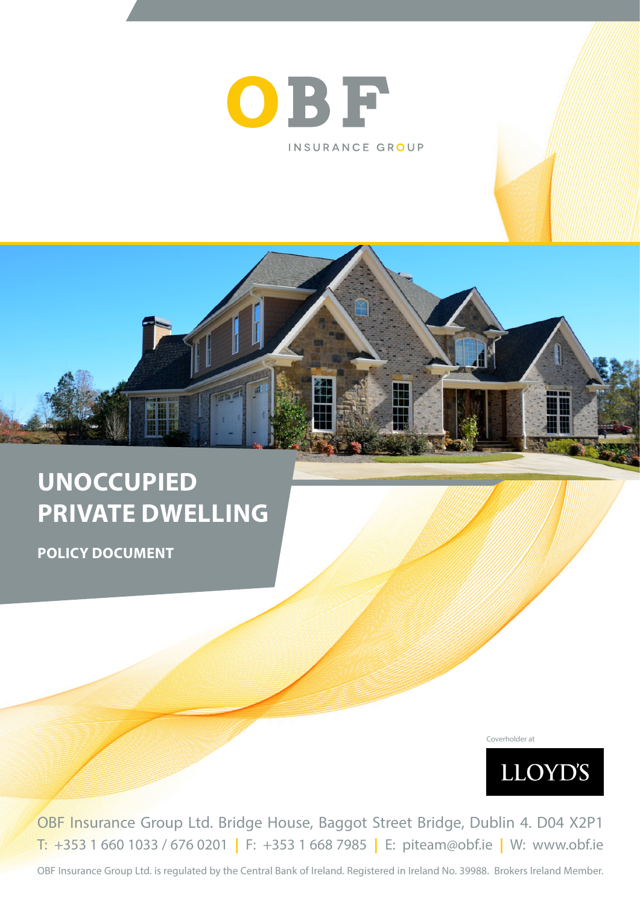OBF

INSURANCE GROUP

# UNOCCUPIED PRIVATE DWELLING

**POLICY DOCUMENT**

Coverholder at

LLOYD'S

OBF Insurance Group Ltd. Bridge House, Baggot Street Bridge, Dublin 4. D04 X2P1

T: +353 1 660 1033 / 676 0201 | F: +353 1 668 7985 | E: piteam@obf.ie | W: www.obf.ie

OBF Insurance Group Ltd. is regulated by the Central Bank of Ireland. Registered in Ireland No. 39988. Brokers Ireland Member.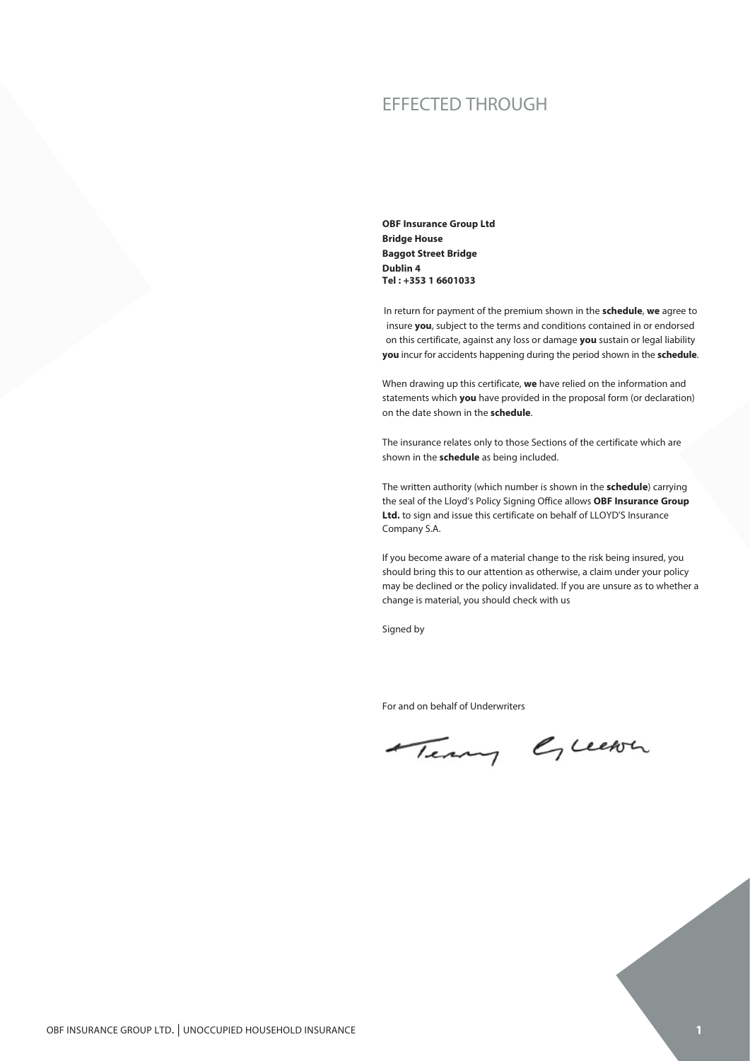# EFFECTED THROUGH

**OBF Insurance Group Ltd**
**Bridge House**
**Baggot Street Bridge**
**Dublin 4**
**Tel : +353 1 6601033**

In return for payment of the premium shown in the **schedule**, **we** agree to insure **you**, subject to the terms and conditions contained in or endorsed on this certificate, against any loss or damage **you** sustain or legal liability **you** incur for accidents happening during the period shown in the **schedule**.

When drawing up this certificate, **we** have relied on the information and statements which **you** have provided in the proposal form (or declaration) on the date shown in the **schedule**.

The insurance relates only to those Sections of the certificate which are shown in the **schedule** as being included.

The written authority (which number is shown in the **schedule**) carrying the seal of the Lloyd's Policy Signing Office allows **OBF Insurance Group Ltd.** to sign and issue this certificate on behalf of LLOYD'S Insurance Company S.A.

If you become aware of a material change to the risk being insured, you should bring this to our attention as otherwise, a claim under your policy may be declined or the policy invalidated. If you are unsure as to whether a change is material, you should check with us

Signed by

For and on behalf of Underwriters

Terry Gleeson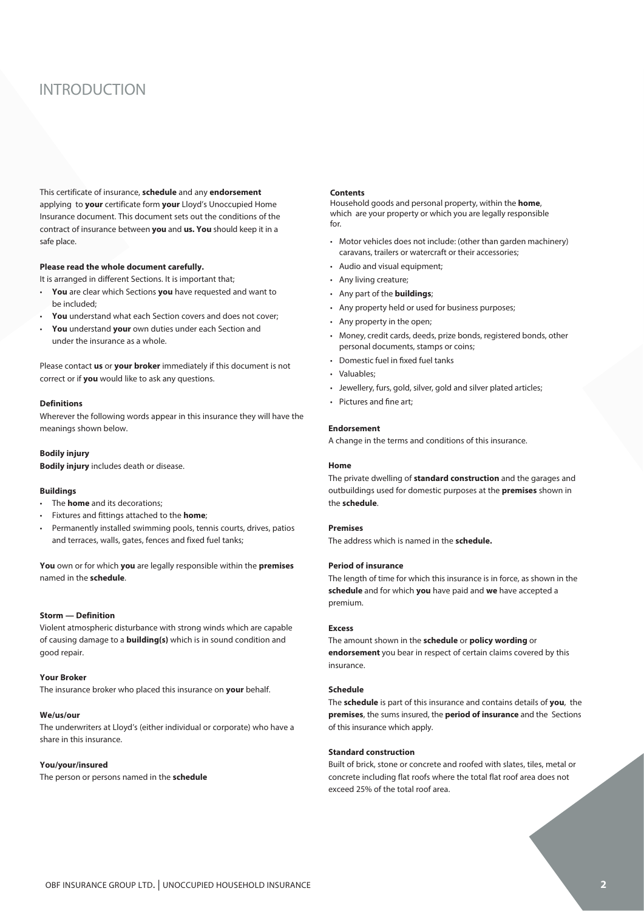# INTRODUCTION

This certificate of insurance, **schedule** and any **endorsement** applying to **your** certificate form **your** Lloyd's Unoccupied Home Insurance document. This document sets out the conditions of the contract of insurance between **you** and **us. You** should keep it in a safe place.

**Please read the whole document carefully.**

It is arranged in different Sections. It is important that;

- **You** are clear which Sections **you** have requested and want to be included;
- **You** understand what each Section covers and does not cover;
- **You** understand **your** own duties under each Section and under the insurance as a whole.

Please contact **us** or **your broker** immediately if this document is not correct or if **you** would like to ask any questions.

### Definitions

Wherever the following words appear in this insurance they will have the meanings shown below.

**Bodily injury**

**Bodily injury** includes death or disease.

**Buildings**

- The **home** and its decorations;
- Fixtures and fittings attached to the **home**;
- Permanently installed swimming pools, tennis courts, drives, patios and terraces, walls, gates, fences and fixed fuel tanks;

**You** own or for which **you** are legally responsible within the **premises** named in the **schedule**.

**Storm — Definition**

Violent atmospheric disturbance with strong winds which are capable of causing damage to a **building(s)** which is in sound condition and good repair.

**Your Broker**

The insurance broker who placed this insurance on **your** behalf.

**We/us/our**

The underwriters at Lloyd's (either individual or corporate) who have a share in this insurance.

**You/your/insured**

The person or persons named in the **schedule**

**Contents**

Household goods and personal property, within the **home**, which are your property or which you are legally responsible for.

- Motor vehicles does not include: (other than garden machinery) caravans, trailers or watercraft or their accessories;
- Audio and visual equipment;
- Any living creature;
- Any part of the **buildings**;
- Any property held or used for business purposes;
- Any property in the open;
- Money, credit cards, deeds, prize bonds, registered bonds, other personal documents, stamps or coins;
- Domestic fuel in fixed fuel tanks
- Valuables;
- Jewellery, furs, gold, silver, gold and silver plated articles;
- Pictures and fine art;

**Endorsement**

A change in the terms and conditions of this insurance.

**Home**

The private dwelling of **standard construction** and the garages and outbuildings used for domestic purposes at the **premises** shown in the **schedule**.

**Premises**

The address which is named in the **schedule.**

**Period of insurance**

The length of time for which this insurance is in force, as shown in the **schedule** and for which **you** have paid and **we** have accepted a premium.

**Excess**

The amount shown in the **schedule** or **policy wording** or **endorsement** you bear in respect of certain claims covered by this insurance.

**Schedule**

The **schedule** is part of this insurance and contains details of **you**, the **premises**, the sums insured, the **period of insurance** and the Sections of this insurance which apply.

**Standard construction**

Built of brick, stone or concrete and roofed with slates, tiles, metal or concrete including flat roofs where the total flat roof area does not exceed 25% of the total roof area.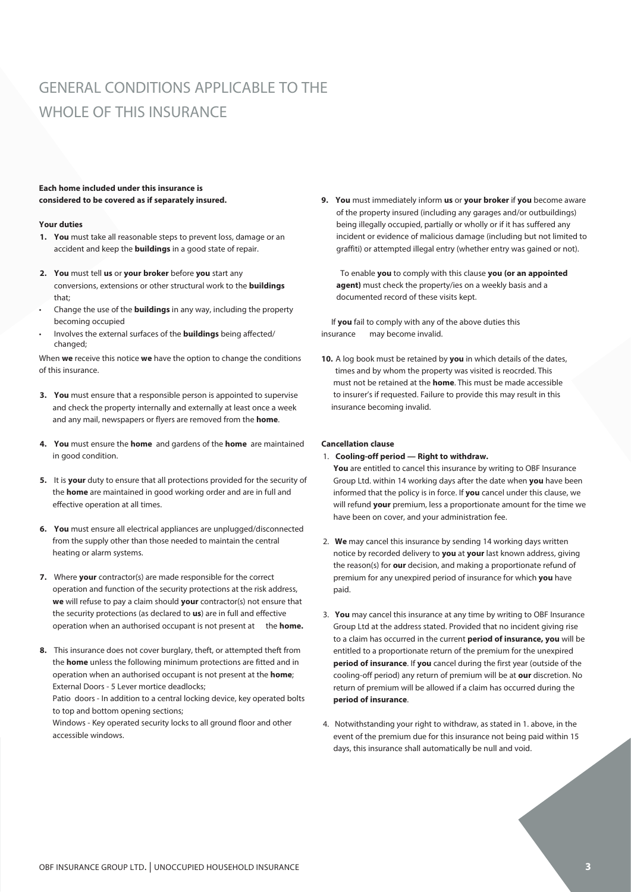# GENERAL CONDITIONS APPLICABLE TO THE WHOLE OF THIS INSURANCE

**Each home included under this insurance is considered to be covered as if separately insured.**

**Your duties**

1. **You** must take all reasonable steps to prevent loss, damage or an accident and keep the **buildings** in a good state of repair.

2. **You** must tell **us** or **your broker** before **you** start any conversions, extensions or other structural work to the **buildings** that;

- Change the use of the **buildings** in any way, including the property becoming occupied
- Involves the external surfaces of the **buildings** being affected/ changed;

When **we** receive this notice **we** have the option to change the conditions of this insurance.

3. **You** must ensure that a responsible person is appointed to supervise and check the property internally and externally at least once a week and any mail, newspapers or flyers are removed from the **home**.

4. **You** must ensure the **home** and gardens of the **home** are maintained in good condition.

5. It is **your** duty to ensure that all protections provided for the security of the **home** are maintained in good working order and are in full and effective operation at all times.

6. **You** must ensure all electrical appliances are unplugged/disconnected from the supply other than those needed to maintain the central heating or alarm systems.

7. Where **your** contractor(s) are made responsible for the correct operation and function of the security protections at the risk address, **we** will refuse to pay a claim should **your** contractor(s) not ensure that the security protections (as declared to **us**) are in full and effective operation when an authorised occupant is not present at the **home.**

8. This insurance does not cover burglary, theft, or attempted theft from the **home** unless the following minimum protections are fitted and in operation when an authorised occupant is not present at the **home**;
External Doors - 5 Lever mortice deadlocks;
Patio doors - In addition to a central locking device, key operated bolts to top and bottom opening sections;
Windows - Key operated security locks to all ground floor and other accessible windows.

9. **You** must immediately inform **us** or **your broker** if **you** become aware of the property insured (including any garages and/or outbuildings) being illegally occupied, partially or wholly or if it has suffered any incident or evidence of malicious damage (including but not limited to graffiti) or attempted illegal entry (whether entry was gained or not).

   To enable **you** to comply with this clause **you (or an appointed agent)** must check the property/ies on a weekly basis and a documented record of these visits kept.

If **you** fail to comply with any of the above duties this insurance may become invalid.

10. A log book must be retained by **you** in which details of the dates, times and by whom the property was visited is reocrded. This must not be retained at the **home**. This must be made accessible to insurer's if requested. Failure to provide this may result in this insurance becoming invalid.

**Cancellation clause**

1. **Cooling-off period — Right to withdraw.**
**You** are entitled to cancel this insurance by writing to OBF Insurance Group Ltd. within 14 working days after the date when **you** have been informed that the policy is in force. If **you** cancel under this clause, we will refund **your** premium, less a proportionate amount for the time we have been on cover, and your administration fee.

2. **We** may cancel this insurance by sending 14 working days written notice by recorded delivery to **you** at **your** last known address, giving the reason(s) for **our** decision, and making a proportionate refund of premium for any unexpired period of insurance for which **you** have paid.

3. **You** may cancel this insurance at any time by writing to OBF Insurance Group Ltd at the address stated. Provided that no incident giving rise to a claim has occurred in the current **period of insurance, you** will be entitled to a proportionate return of the premium for the unexpired **period of insurance**. If **you** cancel during the first year (outside of the cooling-off period) any return of premium will be at **our** discretion. No return of premium will be allowed if a claim has occurred during the **period of insurance**.

4. Notwithstanding your right to withdraw, as stated in 1. above, in the event of the premium due for this insurance not being paid within 15 days, this insurance shall automatically be null and void.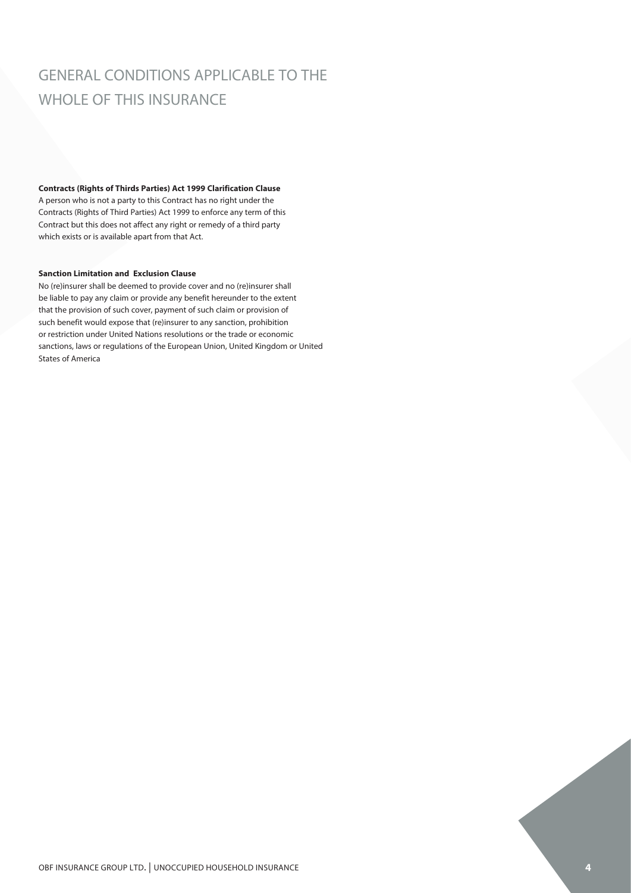# GENERAL CONDITIONS APPLICABLE TO THE WHOLE OF THIS INSURANCE

**Contracts (Rights of Thirds Parties) Act 1999 Clarification Clause**
A person who is not a party to this Contract has no right under the Contracts (Rights of Third Parties) Act 1999 to enforce any term of this Contract but this does not affect any right or remedy of a third party which exists or is available apart from that Act.

**Sanction Limitation and Exclusion Clause**
No (re)insurer shall be deemed to provide cover and no (re)insurer shall be liable to pay any claim or provide any benefit hereunder to the extent that the provision of such cover, payment of such claim or provision of such benefit would expose that (re)insurer to any sanction, prohibition or restriction under United Nations resolutions or the trade or economic sanctions, laws or regulations of the European Union, United Kingdom or United States of America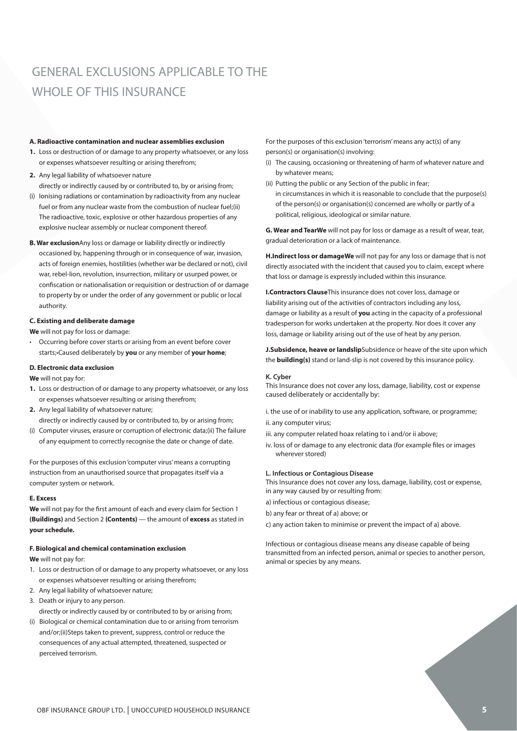# GENERAL EXCLUSIONS APPLICABLE TO THE WHOLE OF THIS INSURANCE

**A. Radioactive contamination and nuclear assemblies exclusion**

1. Loss or destruction of or damage to any property whatsoever, or any loss or expenses whatsoever resulting or arising therefrom;
2. Any legal liability of whatsoever nature

directly or indirectly caused by or contributed to, by or arising from;

(i) Ionising radiations or contamination by radioactivity from any nuclear fuel or from any nuclear waste from the combustion of nuclear fuel;(ii) The radioactive, toxic, explosive or other hazardous properties of any explosive nuclear assembly or nuclear component thereof.

**B. War exclusion**Any loss or damage or liability directly or indirectly occasioned by, happening through or in consequence of war, invasion, acts of foreign enemies, hostilities (whether war be declared or not), civil war, rebel-lion, revolution, insurrection, military or usurped power, or confiscation or nationalisation or requisition or destruction of or damage to property by or under the order of any government or public or local authority.

**C. Existing and deliberate damage**

**We** will not pay for loss or damage:

- Occurring before cover starts or arising from an event before cover starts;•Caused deliberately by **you** or any member of **your home**;

**D. Electronic data exclusion**

**We** will not pay for:

1. Loss or destruction of or damage to any property whatsoever, or any loss or expenses whatsoever resulting or arising therefrom;
2. Any legal liability of whatsoever nature;

directly or indirectly caused by or contributed to, by or arising from;

(i) Computer viruses, erasure or corruption of electronic data;(ii) The failure of any equipment to correctly recognise the date or change of date.

For the purposes of this exclusion 'computer virus' means a corrupting instruction from an unauthorised source that propagates itself via a computer system or network.

**E. Excess**

**We** will not pay for the first amount of each and every claim for Section 1 **(Buildings)** and Section 2 **(Contents)** — the amount of **excess** as stated in **your schedule.**

**F. Biological and chemical contamination exclusion**

**We** will not pay for:

1. Loss or destruction of or damage to any property whatsoever, or any loss or expenses whatsoever resulting or arising therefrom;
2. Any legal liability of whatsoever nature;
3. Death or injury to any person.

directly or indirectly caused by or contributed to by or arising from;

(i) Biological or chemical contamination due to or arising from terrorism and/or;(ii)Steps taken to prevent, suppress, control or reduce the consequences of any actual attempted, threatened, suspected or perceived terrorism.

For the purposes of this exclusion 'terrorism' means any act(s) of any person(s) or organisation(s) involving:

(i) The causing, occasioning or threatening of harm of whatever nature and by whatever means;
(ii) Putting the public or any Section of the public in fear;
in circumstances in which it is reasonable to conclude that the purpose(s) of the person(s) or organisation(s) concerned are wholly or partly of a political, religious, ideological or similar nature.

**G. Wear and TearWe** will not pay for loss or damage as a result of wear, tear, gradual deterioration or a lack of maintenance.

**H.Indirect loss or damageWe** will not pay for any loss or damage that is not directly associated with the incident that caused you to claim, except where that loss or damage is expressly included within this insurance.

**I.Contractors Clause**This insurance does not cover loss, damage or liability arising out of the activities of contractors including any loss, damage or liability as a result of **you** acting in the capacity of a professional tradesperson for works undertaken at the property. Nor does it cover any loss, damage or liability arising out of the use of heat by any person.

**J.Subsidence, heave or landslip**Subsidence or heave of the site upon which the **building(s)** stand or land-slip is not covered by this insurance policy.

**K. Cyber**

This Insurance does not cover any loss, damage, liability, cost or expense caused deliberately or accidentally by:

i. the use of or inability to use any application, software, or programme;
ii. any computer virus;
iii. any computer related hoax relating to i and/or ii above;
iv. loss of or damage to any electronic data (for example files or images wherever stored)

**L. Infectious or Contagious Disease**

This Insurance does not cover any loss, damage, liability, cost or expense, in any way caused by or resulting from:

a) infectious or contagious disease;
b) any fear or threat of a) above; or
c) any action taken to minimise or prevent the impact of a) above.

Infectious or contagious disease means any disease capable of being transmitted from an infected person, animal or species to another person, animal or species by any means.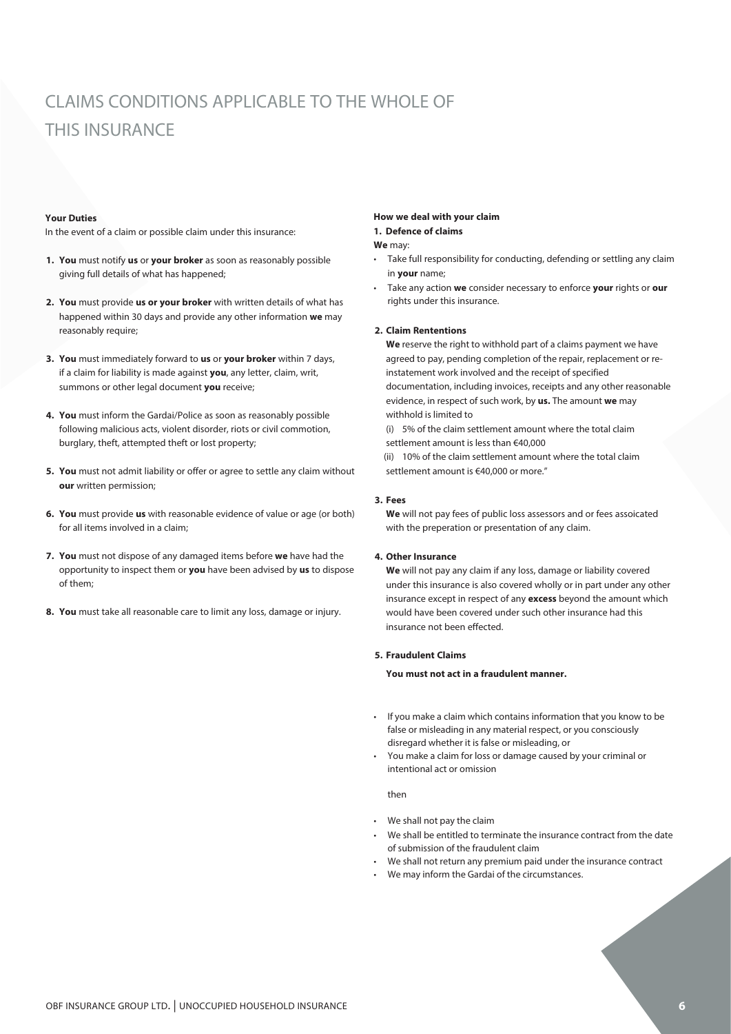# CLAIMS CONDITIONS APPLICABLE TO THE WHOLE OF THIS INSURANCE

**Your Duties**

In the event of a claim or possible claim under this insurance:

1. **You** must notify **us** or **your broker** as soon as reasonably possible giving full details of what has happened;
2. **You** must provide **us or your broker** with written details of what has happened within 30 days and provide any other information **we** may reasonably require;
3. **You** must immediately forward to **us** or **your broker** within 7 days, if a claim for liability is made against **you**, any letter, claim, writ, summons or other legal document **you** receive;
4. **You** must inform the Gardai/Police as soon as reasonably possible following malicious acts, violent disorder, riots or civil commotion, burglary, theft, attempted theft or lost property;
5. **You** must not admit liability or offer or agree to settle any claim without **our** written permission;
6. **You** must provide **us** with reasonable evidence of value or age (or both) for all items involved in a claim;
7. **You** must not dispose of any damaged items before **we** have had the opportunity to inspect them or **you** have been advised by **us** to dispose of them;
8. **You** must take all reasonable care to limit any loss, damage or injury.

**How we deal with your claim**

**1. Defence of claims**

**We** may:

- Take full responsibility for conducting, defending or settling any claim in **your** name;
- Take any action **we** consider necessary to enforce **your** rights or **our** rights under this insurance.

**2. Claim Rententions**

**We** reserve the right to withhold part of a claims payment we have agreed to pay, pending completion of the repair, replacement or re-instatement work involved and the receipt of specified documentation, including invoices, receipts and any other reasonable evidence, in respect of such work, by **us.** The amount **we** may withhold is limited to

(i) 5% of the claim settlement amount where the total claim settlement amount is less than €40,000

(ii) 10% of the claim settlement amount where the total claim settlement amount is €40,000 or more."

**3. Fees**

**We** will not pay fees of public loss assessors and or fees assoicated with the preperation or presentation of any claim.

**4. Other Insurance**

**We** will not pay any claim if any loss, damage or liability covered under this insurance is also covered wholly or in part under any other insurance except in respect of any **excess** beyond the amount which would have been covered under such other insurance had this insurance not been effected.

**5. Fraudulent Claims**

**You must not act in a fraudulent manner.**

- If you make a claim which contains information that you know to be false or misleading in any material respect, or you consciously disregard whether it is false or misleading, or
- You make a claim for loss or damage caused by your criminal or intentional act or omission

then

- We shall not pay the claim
- We shall be entitled to terminate the insurance contract from the date of submission of the fraudulent claim
- We shall not return any premium paid under the insurance contract
- We may inform the Gardai of the circumstances.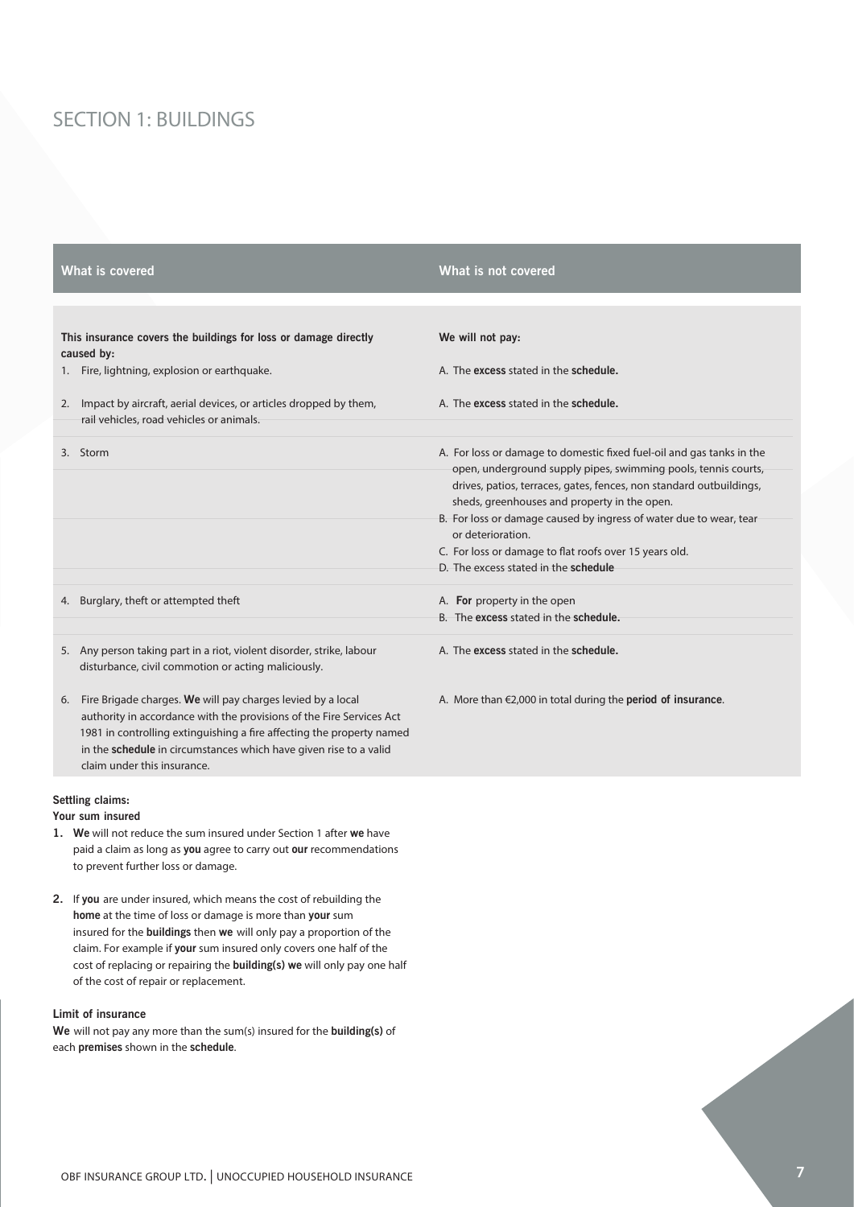# SECTION 1: BUILDINGS

| What is covered | What is not covered |
|---|---|
| **This insurance covers the buildings for loss or damage directly caused by:** | **We will not pay:** |
| 1. Fire, lightning, explosion or earthquake. | A. The **excess** stated in the **schedule.** |
| 2. Impact by aircraft, aerial devices, or articles dropped by them, rail vehicles, road vehicles or animals. | A. The **excess** stated in the **schedule.** |
| 3. Storm | A. For loss or damage to domestic fixed fuel-oil and gas tanks in the open, underground supply pipes, swimming pools, tennis courts, drives, patios, terraces, gates, fences, non standard outbuildings, sheds, greenhouses and property in the open.<br>B. For loss or damage caused by ingress of water due to wear, tear or deterioration.<br>C. For loss or damage to flat roofs over 15 years old.<br>D. The excess stated in the **schedule** |
| 4. Burglary, theft or attempted theft | A. **For** property in the open<br>B. The **excess** stated in the **schedule.** |
| 5. Any person taking part in a riot, violent disorder, strike, labour disturbance, civil commotion or acting maliciously. | A. The **excess** stated in the **schedule.** |
| 6. Fire Brigade charges. **We** will pay charges levied by a local authority in accordance with the provisions of the Fire Services Act 1981 in controlling extinguishing a fire affecting the property named in the **schedule** in circumstances which have given rise to a valid claim under this insurance. | A. More than €2,000 in total during the **period of insurance**. |

**Settling claims:**

**Your sum insured**

1. **We** will not reduce the sum insured under Section 1 after **we** have paid a claim as long as **you** agree to carry out **our** recommendations to prevent further loss or damage.

2. If **you** are under insured, which means the cost of rebuilding the **home** at the time of loss or damage is more than **your** sum insured for the **buildings** then **we** will only pay a proportion of the claim. For example if **your** sum insured only covers one half of the cost of replacing or repairing the **building(s) we** will only pay one half of the cost of repair or replacement.

**Limit of insurance**

**We** will not pay any more than the sum(s) insured for the **building(s)** of each **premises** shown in the **schedule**.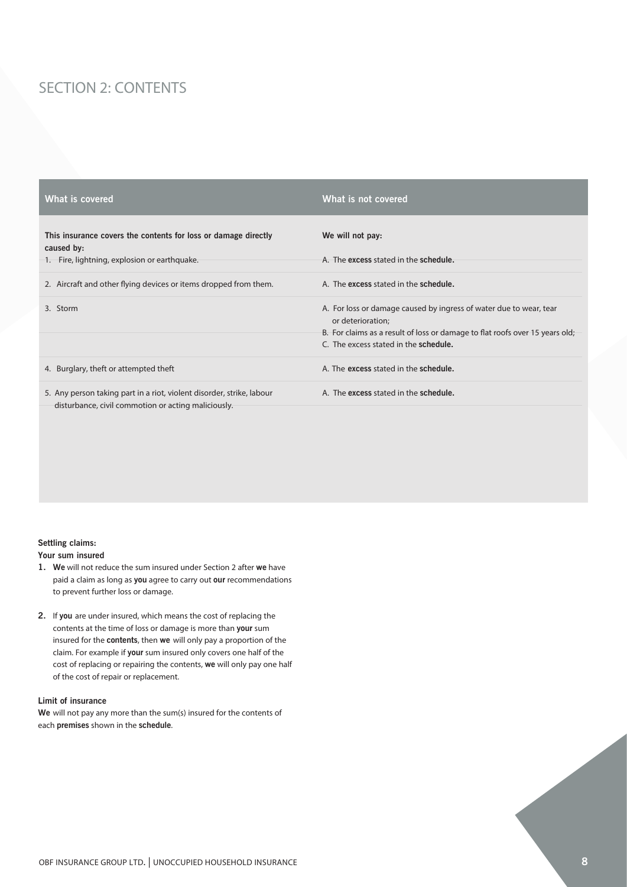# SECTION 2: CONTENTS

| What is covered | What is not covered |
| --- | --- |
| **This insurance covers the contents for loss or damage directly caused by:** | **We will not pay:** |
| 1. Fire, lightning, explosion or earthquake. | A. The **excess** stated in the **schedule.** |
| 2. Aircraft and other flying devices or items dropped from them. | A. The **excess** stated in the **schedule.** |
| 3. Storm | A. For loss or damage caused by ingress of water due to wear, tear or deterioration;<br>B. For claims as a result of loss or damage to flat roofs over 15 years old;<br>C. The excess stated in the **schedule.** |
| 4. Burglary, theft or attempted theft | A. The **excess** stated in the **schedule.** |
| 5. Any person taking part in a riot, violent disorder, strike, labour disturbance, civil commotion or acting maliciously. | A. The **excess** stated in the **schedule.** |

**Settling claims:**

**Your sum insured**

1. **We** will not reduce the sum insured under Section 2 after **we** have paid a claim as long as **you** agree to carry out **our** recommendations to prevent further loss or damage.

2. If **you** are under insured, which means the cost of replacing the contents at the time of loss or damage is more than **your** sum insured for the **contents**, then **we** will only pay a proportion of the claim. For example if **your** sum insured only covers one half of the cost of replacing or repairing the contents, **we** will only pay one half of the cost of repair or replacement.

**Limit of insurance**

**We** will not pay any more than the sum(s) insured for the contents of each **premises** shown in the **schedule**.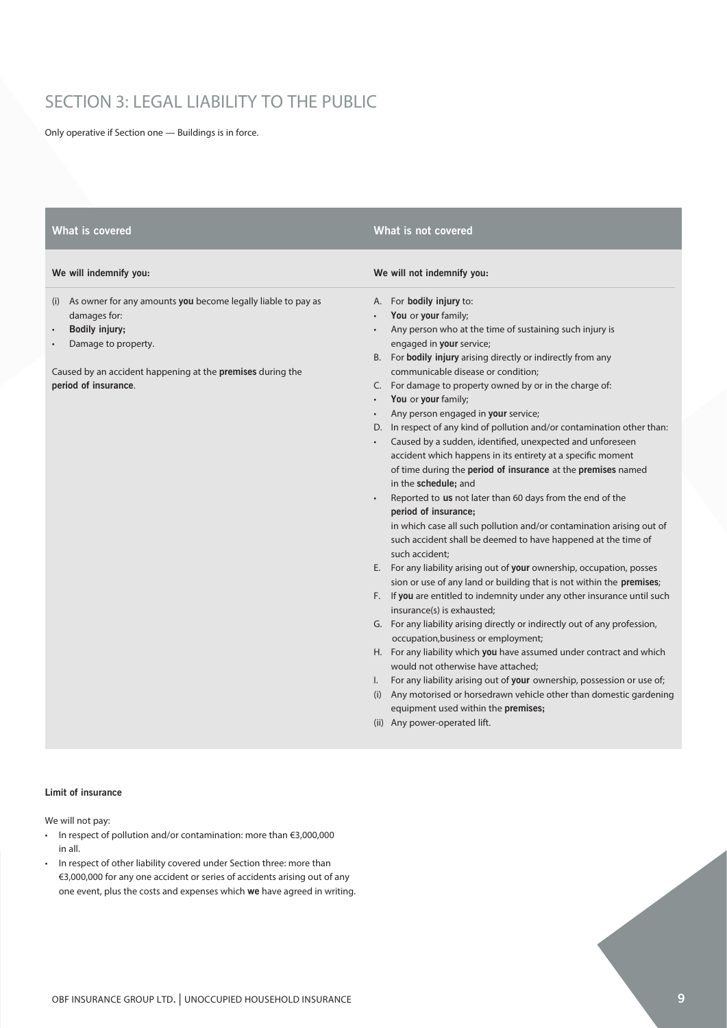# SECTION 3: LEGAL LIABILITY TO THE PUBLIC

Only operative if Section one — Buildings is in force.

## What is covered

**We will indemnify you:**

(i) As owner for any amounts **you** become legally liable to pay as damages for:

- **Bodily injury;**
- Damage to property.

Caused by an accident happening at the **premises** during the **period of insurance**.

## What is not covered

**We will not indemnify you:**

A. For **bodily injury** to:

- **You** or **your** family;
- Any person who at the time of sustaining such injury is engaged in **your** service;

B. For **bodily injury** arising directly or indirectly from any communicable disease or condition;

C. For damage to property owned by or in the charge of:

- **You** or **your** family;
- Any person engaged in **your** service;

D. In respect of any kind of pollution and/or contamination other than:

- Caused by a sudden, identified, unexpected and unforeseen accident which happens in its entirety at a specific moment of time during the **period of insurance** at the **premises** named in the **schedule;** and
- Reported to **us** not later than 60 days from the end of the **period of insurance;**

in which case all such pollution and/or contamination arising out of such accident shall be deemed to have happened at the time of such accident;

E. For any liability arising out of **your** ownership, occupation, possession or use of any land or building that is not within the **premises**;

F. If **you** are entitled to indemnity under any other insurance until such insurance(s) is exhausted;

G. For any liability arising directly or indirectly out of any profession, occupation,business or employment;

H. For any liability which **you** have assumed under contract and which would not otherwise have attached;

I. For any liability arising out of **your** ownership, possession or use of;

(i) Any motorised or horsedrawn vehicle other than domestic gardening equipment used within the **premises;**

(ii) Any power-operated lift.

**Limit of insurance**

We will not pay:

- In respect of pollution and/or contamination: more than €3,000,000 in all.
- In respect of other liability covered under Section three: more than €3,000,000 for any one accident or series of accidents arising out of any one event, plus the costs and expenses which **we** have agreed in writing.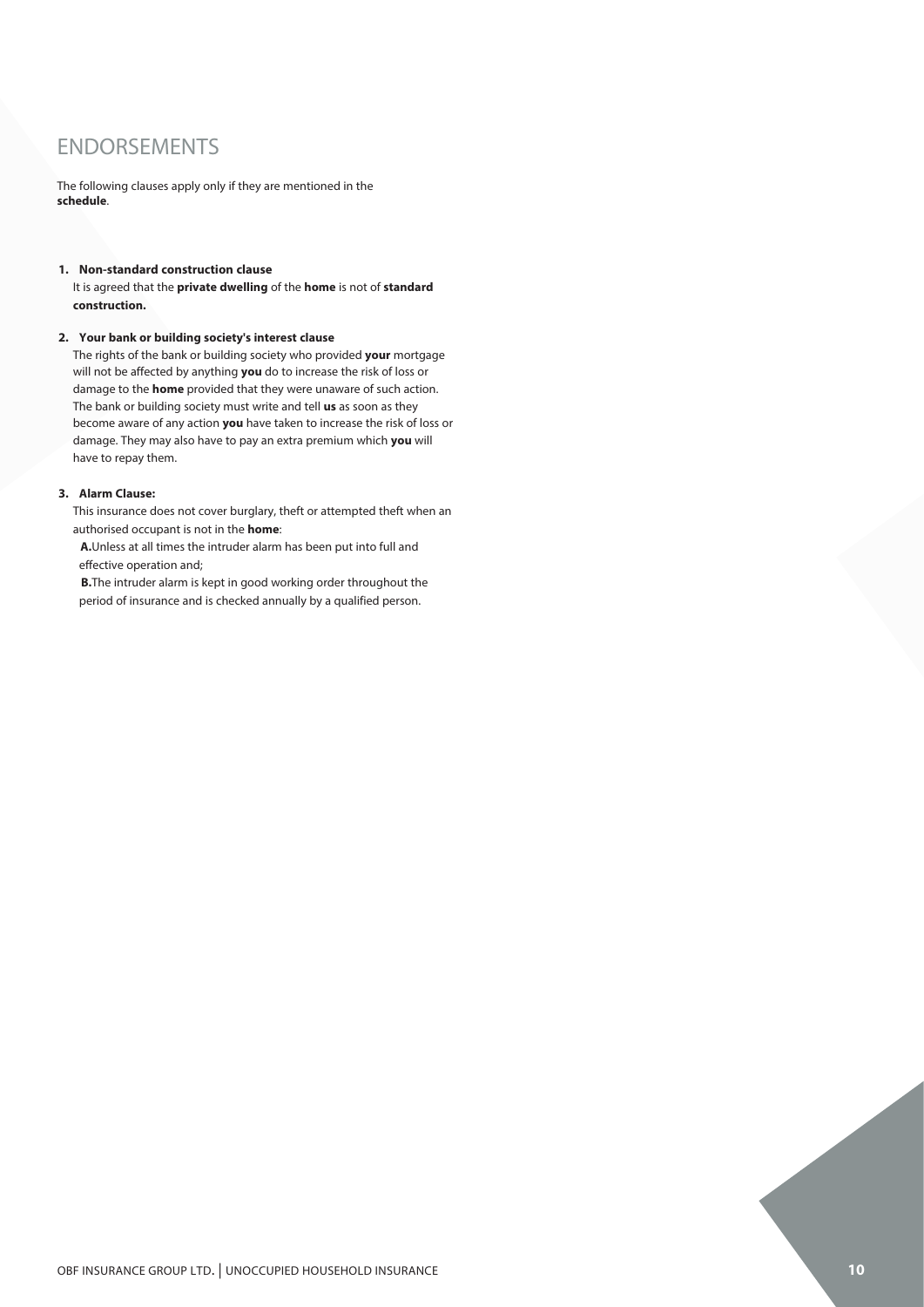# ENDORSEMENTS

The following clauses apply only if they are mentioned in the **schedule**.

1. **Non-standard construction clause**
   It is agreed that the **private dwelling** of the **home** is not of **standard construction.**

2. **Your bank or building society's interest clause**
   The rights of the bank or building society who provided **your** mortgage will not be affected by anything **you** do to increase the risk of loss or damage to the **home** provided that they were unaware of such action. The bank or building society must write and tell **us** as soon as they become aware of any action **you** have taken to increase the risk of loss or damage. They may also have to pay an extra premium which **you** will have to repay them.

3. **Alarm Clause:**
   This insurance does not cover burglary, theft or attempted theft when an authorised occupant is not in the **home**:

   **A.**Unless at all times the intruder alarm has been put into full and effective operation and;

   **B.**The intruder alarm is kept in good working order throughout the period of insurance and is checked annually by a qualified person.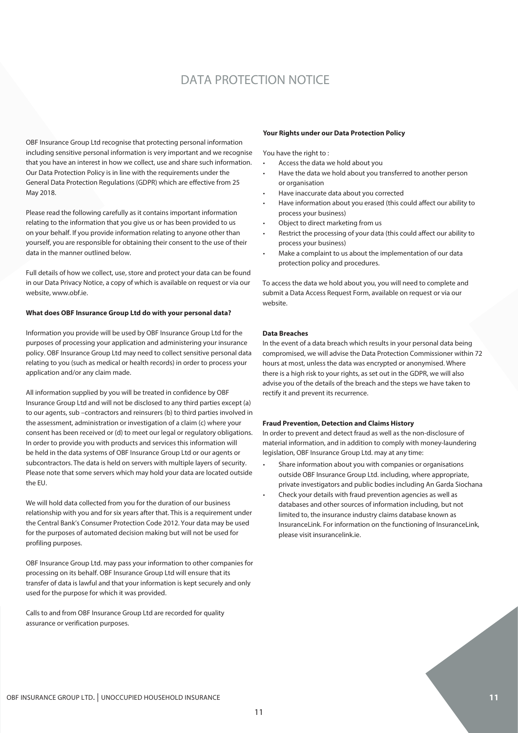# DATA PROTECTION NOTICE

OBF Insurance Group Ltd recognise that protecting personal information including sensitive personal information is very important and we recognise that you have an interest in how we collect, use and share such information. Our Data Protection Policy is in line with the requirements under the General Data Protection Regulations (GDPR) which are effective from 25 May 2018.

Please read the following carefully as it contains important information relating to the information that you give us or has been provided to us on your behalf. If you provide information relating to anyone other than yourself, you are responsible for obtaining their consent to the use of their data in the manner outlined below.

Full details of how we collect, use, store and protect your data can be found in our Data Privacy Notice, a copy of which is available on request or via our website, www.obf.ie.

**What does OBF Insurance Group Ltd do with your personal data?**

Information you provide will be used by OBF Insurance Group Ltd for the purposes of processing your application and administering your insurance policy. OBF Insurance Group Ltd may need to collect sensitive personal data relating to you (such as medical or health records) in order to process your application and/or any claim made.

All information supplied by you will be treated in confidence by OBF Insurance Group Ltd and will not be disclosed to any third parties except (a) to our agents, sub –contractors and reinsurers (b) to third parties involved in the assessment, administration or investigation of a claim (c) where your consent has been received or (d) to meet our legal or regulatory obligations. In order to provide you with products and services this information will be held in the data systems of OBF Insurance Group Ltd or our agents or subcontractors. The data is held on servers with multiple layers of security. Please note that some servers which may hold your data are located outside the EU.

We will hold data collected from you for the duration of our business relationship with you and for six years after that. This is a requirement under the Central Bank's Consumer Protection Code 2012. Your data may be used for the purposes of automated decision making but will not be used for profiling purposes.

OBF Insurance Group Ltd. may pass your information to other companies for processing on its behalf. OBF Insurance Group Ltd will ensure that its transfer of data is lawful and that your information is kept securely and only used for the purpose for which it was provided.

Calls to and from OBF Insurance Group Ltd are recorded for quality assurance or verification purposes.

**Your Rights under our Data Protection Policy**

You have the right to :

- Access the data we hold about you
- Have the data we hold about you transferred to another person or organisation
- Have inaccurate data about you corrected
- Have information about you erased (this could affect our ability to process your business)
- Object to direct marketing from us
- Restrict the processing of your data (this could affect our ability to process your business)
- Make a complaint to us about the implementation of our data protection policy and procedures.

To access the data we hold about you, you will need to complete and submit a Data Access Request Form, available on request or via our website.

**Data Breaches**

In the event of a data breach which results in your personal data being compromised, we will advise the Data Protection Commissioner within 72 hours at most, unless the data was encrypted or anonymised. Where there is a high risk to your rights, as set out in the GDPR, we will also advise you of the details of the breach and the steps we have taken to rectify it and prevent its recurrence.

**Fraud Prevention, Detection and Claims History**

In order to prevent and detect fraud as well as the non-disclosure of material information, and in addition to comply with money-laundering legislation, OBF Insurance Group Ltd. may at any time:

- Share information about you with companies or organisations outside OBF Insurance Group Ltd. including, where appropriate, private investigators and public bodies including An Garda Siochana
- Check your details with fraud prevention agencies as well as databases and other sources of information including, but not limited to, the insurance industry claims database known as InsuranceLink. For information on the functioning of InsuranceLink, please visit insurancelink.ie.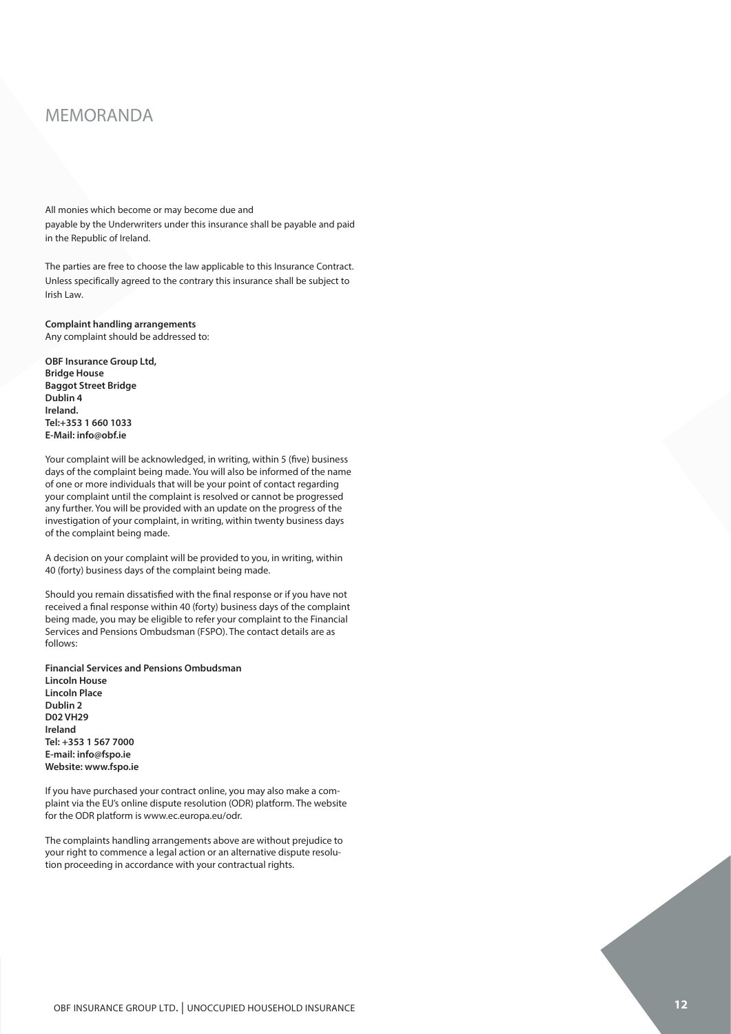# MEMORANDA

All monies which become or may become due and
payable by the Underwriters under this insurance shall be payable and paid in the Republic of Ireland.

The parties are free to choose the law applicable to this Insurance Contract. Unless specifically agreed to the contrary this insurance shall be subject to Irish Law.

**Complaint handling arrangements**
Any complaint should be addressed to:

**OBF Insurance Group Ltd,**
**Bridge House**
**Baggot Street Bridge**
**Dublin 4**
**Ireland.**
**Tel:+353 1 660 1033**
**E-Mail: info@obf.ie**

Your complaint will be acknowledged, in writing, within 5 (five) business days of the complaint being made. You will also be informed of the name of one or more individuals that will be your point of contact regarding your complaint until the complaint is resolved or cannot be progressed any further. You will be provided with an update on the progress of the investigation of your complaint, in writing, within twenty business days of the complaint being made.

A decision on your complaint will be provided to you, in writing, within 40 (forty) business days of the complaint being made.

Should you remain dissatisfied with the final response or if you have not received a final response within 40 (forty) business days of the complaint being made, you may be eligible to refer your complaint to the Financial Services and Pensions Ombudsman (FSPO). The contact details are as follows:

**Financial Services and Pensions Ombudsman**
**Lincoln House**
**Lincoln Place**
**Dublin 2**
**D02 VH29**
**Ireland**
**Tel: +353 1 567 7000**
**E-mail: info@fspo.ie**
**Website: www.fspo.ie**

If you have purchased your contract online, you may also make a complaint via the EU's online dispute resolution (ODR) platform. The website for the ODR platform is www.ec.europa.eu/odr.

The complaints handling arrangements above are without prejudice to your right to commence a legal action or an alternative dispute resolution proceeding in accordance with your contractual rights.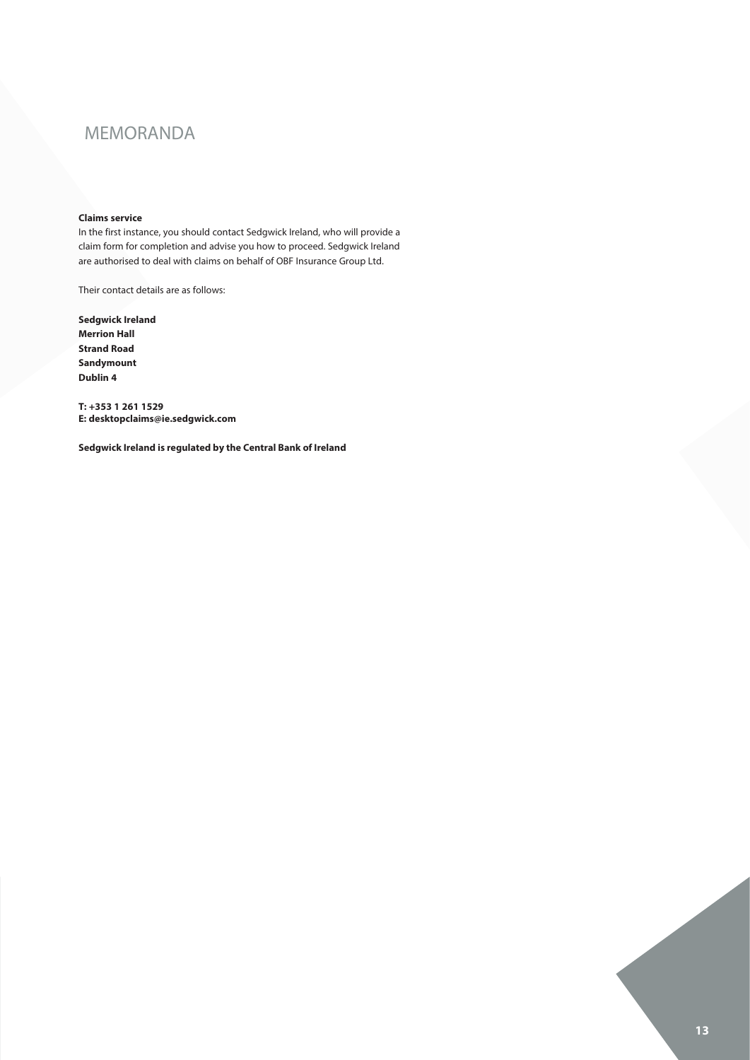# MEMORANDA

**Claims service**

In the first instance, you should contact Sedgwick Ireland, who will provide a claim form for completion and advise you how to proceed. Sedgwick Ireland are authorised to deal with claims on behalf of OBF Insurance Group Ltd.

Their contact details are as follows:

**Sedgwick Ireland**
**Merrion Hall**
**Strand Road**
**Sandymount**
**Dublin 4**

**T: +353 1 261 1529**
**E: desktopclaims@ie.sedgwick.com**

**Sedgwick Ireland is regulated by the Central Bank of Ireland**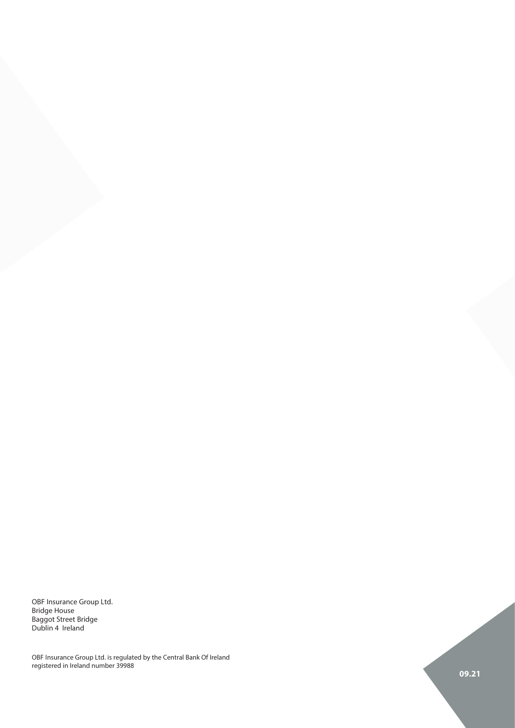OBF Insurance Group Ltd.
Bridge House
Baggot Street Bridge
Dublin 4 Ireland

OBF Insurance Group Ltd. is regulated by the Central Bank Of Ireland
registered in Ireland number 39988

09.21